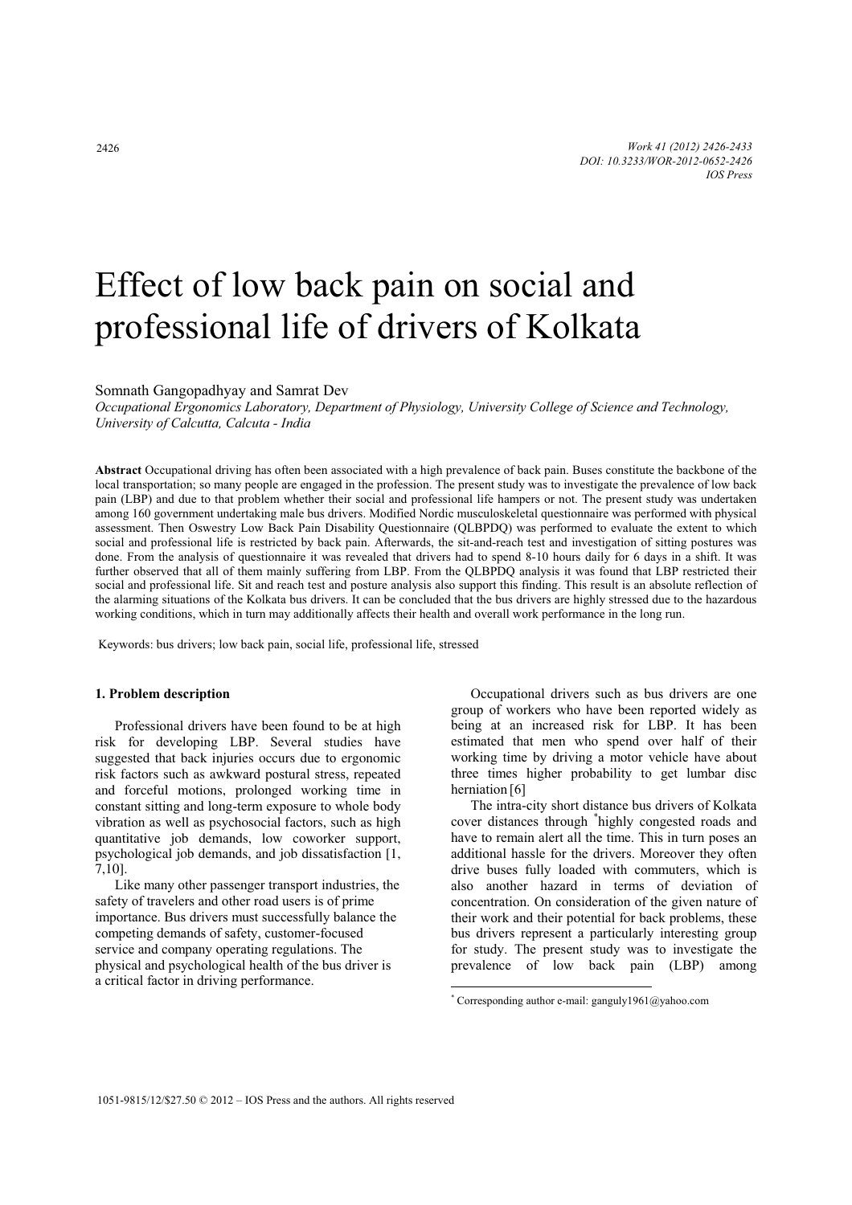# Effect of low back pain on social and professional life of drivers of Kolkata

Somnath Gangopadhyay and Samrat Dev

*Occupational Ergonomics Laboratory, Department of Physiology, University College of Science and Technology, University of Calcutta, Calcuta - India*

**Abstract** Occupational driving has often been associated with a high prevalence of back pain. Buses constitute the backbone of the local transportation; so many people are engaged in the profession. The present study was to investigate the prevalence of low back pain (LBP) and due to that problem whether their social and professional life hampers or not. The present study was undertaken among 160 government undertaking male bus drivers. Modified Nordic musculoskeletal questionnaire was performed with physical assessment. Then Oswestry Low Back Pain Disability Questionnaire (QLBPDQ) was performed to evaluate the extent to which social and professional life is restricted by back pain. Afterwards, the sit-and-reach test and investigation of sitting postures was done. From the analysis of questionnaire it was revealed that drivers had to spend 8-10 hours daily for 6 days in a shift. It was further observed that all of them mainly suffering from LBP. From the QLBPDQ analysis it was found that LBP restricted their social and professional life. Sit and reach test and posture analysis also support this finding. This result is an absolute reflection of the alarming situations of the Kolkata bus drivers. It can be concluded that the bus drivers are highly stressed due to the hazardous working conditions, which in turn may additionally affects their health and overall work performance in the long run.

Keywords: bus drivers; low back pain, social life, professional life, stressed

## 1. Problem description

Professional drivers have been found to be at high risk for developing LBP. Several studies have suggested that back injuries occurs due to ergonomic risk factors such as awkward postural stress, repeated and forceful motions, prolonged working time in constant sitting and long-term exposure to whole body vibration as well as psychosocial factors, such as high quantitative job demands, low coworker support, psychological job demands, and job dissatisfaction [1, 7,10].

Like many other passenger transport industries, the safety of travelers and other road users is of prime importance. Bus drivers must successfully balance the competing demands of safety, customer-focused service and company operating regulations. The physical and psychological health of the bus driver is a critical factor in driving performance.

Occupational drivers such as bus drivers are one group of workers who have been reported widely as being at an increased risk for LBP. It has been estimated that men who spend over half of their working time by driving a motor vehicle have about three times higher probability to get lumbar disc herniation [6]

The intra-city short distance bus drivers of Kolkata cover distances through [*]highly congested roads and have to remain alert all the time. This in turn poses an additional hassle for the drivers. Moreover they often drive buses fully loaded with commuters, which is also another hazard in terms of deviation of concentration. On consideration of the given nature of their work and their potential for back problems, these bus drivers represent a particularly interesting group for study. The present study was to investigate the prevalence of low back pain (LBP) among

[*] Corresponding author e-mail: ganguly1961@yahoo.com

1051-9815/12/$27.50 © 2012 – IOS Press and the authors. All rights reserved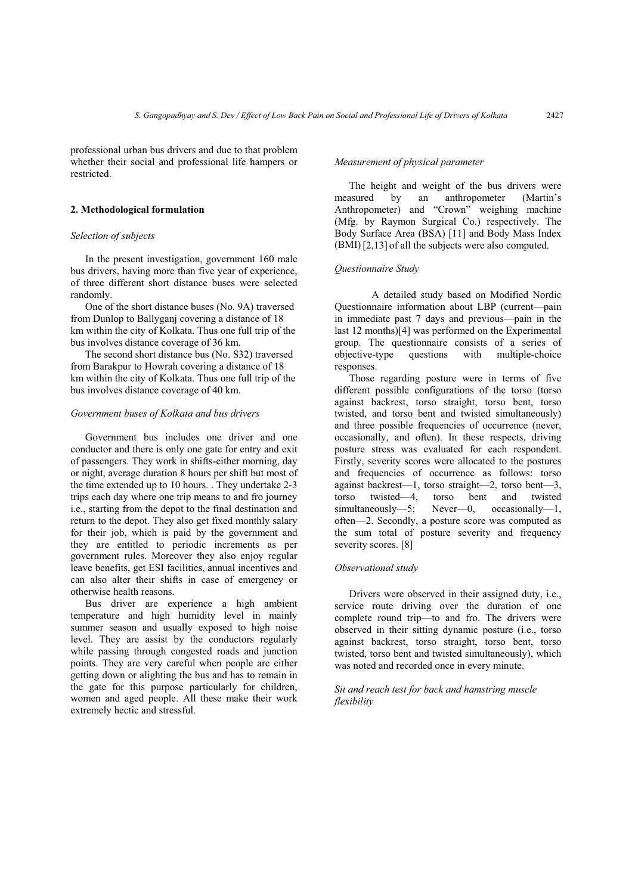professional urban bus drivers and due to that problem whether their social and professional life hampers or restricted.

## 2. Methodological formulation

*Selection of subjects*

In the present investigation, government 160 male bus drivers, having more than five year of experience, of three different short distance buses were selected randomly.

One of the short distance buses (No. 9A) traversed from Dunlop to Ballyganj covering a distance of 18 km within the city of Kolkata. Thus one full trip of the bus involves distance coverage of 36 km.

The second short distance bus (No. S32) traversed from Barakpur to Howrah covering a distance of 18 km within the city of Kolkata. Thus one full trip of the bus involves distance coverage of 40 km.

*Government buses of Kolkata and bus drivers*

Government bus includes one driver and one conductor and there is only one gate for entry and exit of passengers. They work in shifts-either morning, day or night, average duration 8 hours per shift but most of the time extended up to 10 hours. . They undertake 2-3 trips each day where one trip means to and fro journey i.e., starting from the depot to the final destination and return to the depot. They also get fixed monthly salary for their job, which is paid by the government and they are entitled to periodic increments as per government rules. Moreover they also enjoy regular leave benefits, get ESI facilities, annual incentives and can also alter their shifts in case of emergency or otherwise health reasons.

Bus driver are experience a high ambient temperature and high humidity level in mainly summer season and usually exposed to high noise level. They are assist by the conductors regularly while passing through congested roads and junction points. They are very careful when people are either getting down or alighting the bus and has to remain in the gate for this purpose particularly for children, women and aged people. All these make their work extremely hectic and stressful.

*Measurement of physical parameter*

The height and weight of the bus drivers were measured by an anthropometer (Martin's Anthropometer) and "Crown" weighing machine (Mfg. by Raymon Surgical Co.) respectively. The Body Surface Area (BSA) [11] and Body Mass Index (BMI) [2,13] of all the subjects were also computed.

*Questionnaire Study*

A detailed study based on Modified Nordic Questionnaire information about LBP (current—pain in immediate past 7 days and previous—pain in the last 12 months)[4] was performed on the Experimental group. The questionnaire consists of a series of objective-type questions with multiple-choice responses.

Those regarding posture were in terms of five different possible configurations of the torso (torso against backrest, torso straight, torso bent, torso twisted, and torso bent and twisted simultaneously) and three possible frequencies of occurrence (never, occasionally, and often). In these respects, driving posture stress was evaluated for each respondent. Firstly, severity scores were allocated to the postures and frequencies of occurrence as follows: torso against backrest—1, torso straight—2, torso bent—3, torso twisted—4, torso bent and twisted simultaneously—5; Never—0, occasionally—1, often—2. Secondly, a posture score was computed as the sum total of posture severity and frequency severity scores. [8]

*Observational study*

Drivers were observed in their assigned duty, i.e., service route driving over the duration of one complete round trip—to and fro. The drivers were observed in their sitting dynamic posture (i.e., torso against backrest, torso straight, torso bent, torso twisted, torso bent and twisted simultaneously), which was noted and recorded once in every minute.

*Sit and reach test for back and hamstring muscle flexibility*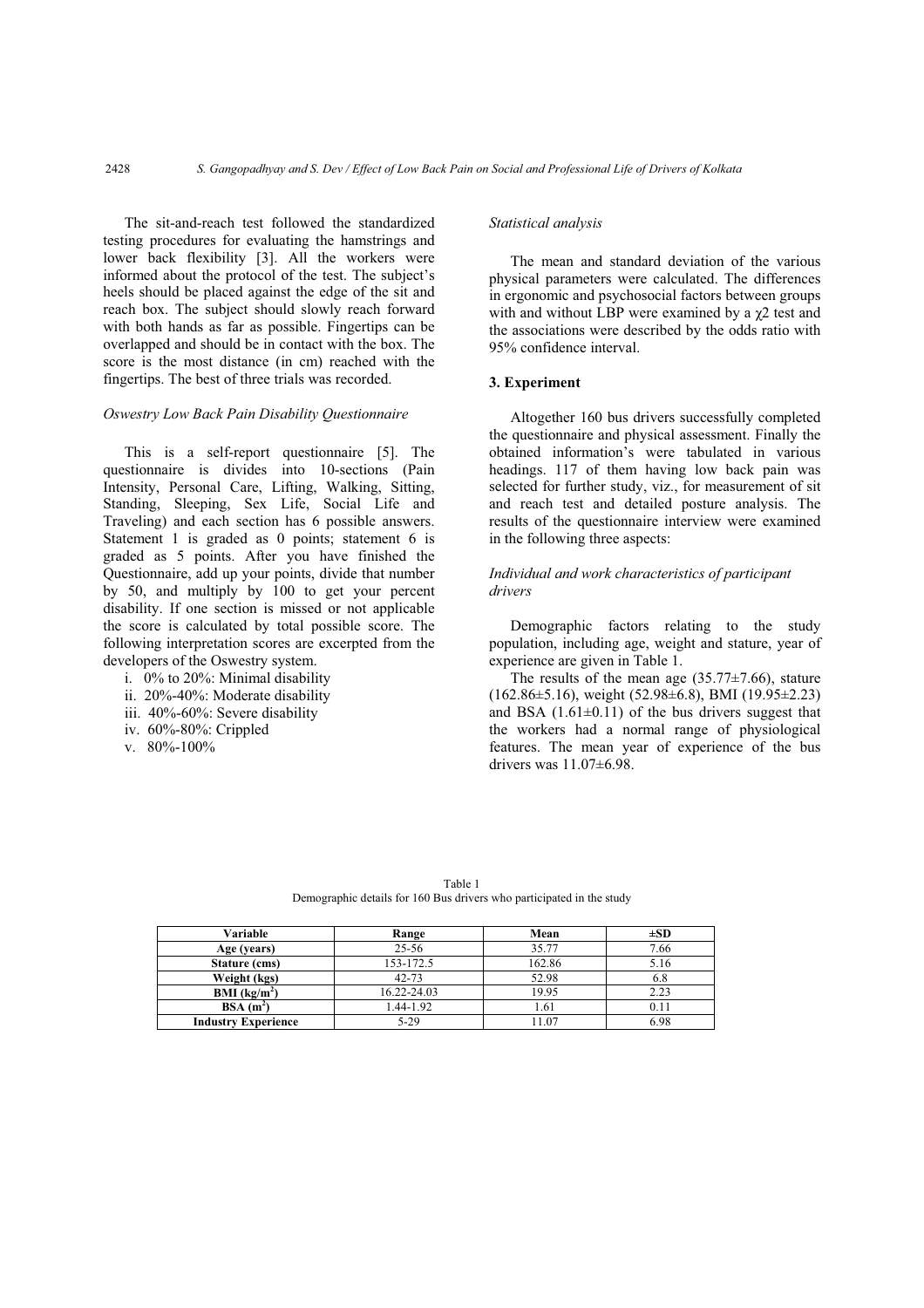The sit-and-reach test followed the standardized testing procedures for evaluating the hamstrings and lower back flexibility [3]. All the workers were informed about the protocol of the test. The subject's heels should be placed against the edge of the sit and reach box. The subject should slowly reach forward with both hands as far as possible. Fingertips can be overlapped and should be in contact with the box. The score is the most distance (in cm) reached with the fingertips. The best of three trials was recorded.

*Oswestry Low Back Pain Disability Questionnaire*

This is a self-report questionnaire [5]. The questionnaire is divides into 10-sections (Pain Intensity, Personal Care, Lifting, Walking, Sitting, Standing, Sleeping, Sex Life, Social Life and Traveling) and each section has 6 possible answers. Statement 1 is graded as 0 points; statement 6 is graded as 5 points. After you have finished the Questionnaire, add up your points, divide that number by 50, and multiply by 100 to get your percent disability. If one section is missed or not applicable the score is calculated by total possible score. The following interpretation scores are excerpted from the developers of the Oswestry system.

i. 0% to 20%: Minimal disability
ii. 20%-40%: Moderate disability
iii. 40%-60%: Severe disability
iv. 60%-80%: Crippled
v. 80%-100%

*Statistical analysis*

The mean and standard deviation of the various physical parameters were calculated. The differences in ergonomic and psychosocial factors between groups with and without LBP were examined by a $\chi 2$ test and the associations were described by the odds ratio with 95% confidence interval.

### 3. Experiment

Altogether 160 bus drivers successfully completed the questionnaire and physical assessment. Finally the obtained information's were tabulated in various headings. 117 of them having low back pain was selected for further study, viz., for measurement of sit and reach test and detailed posture analysis. The results of the questionnaire interview were examined in the following three aspects:

*Individual and work characteristics of participant drivers*

Demographic factors relating to the study population, including age, weight and stature, year of experience are given in Table 1.

The results of the mean age (35.77±7.66), stature (162.86±5.16), weight (52.98±6.8), BMI (19.95±2.23) and BSA (1.61±0.11) of the bus drivers suggest that the workers had a normal range of physiological features. The mean year of experience of the bus drivers was 11.07±6.98.

Table 1
Demographic details for 160 Bus drivers who participated in the study

| Variable | Range | Mean | ±SD |
|---|---|---|---|
| **Age (years)** | 25-56 | 35.77 | 7.66 |
| **Stature (cms)** | 153-172.5 | 162.86 | 5.16 |
| **Weight (kgs)** | 42-73 | 52.98 | 6.8 |
| **BMI ($kg/m^2$)** | 16.22-24.03 | 19.95 | 2.23 |
| **BSA ($m^2$)** | 1.44-1.92 | 1.61 | 0.11 |
| **Industry Experience** | 5-29 | 11.07 | 6.98 |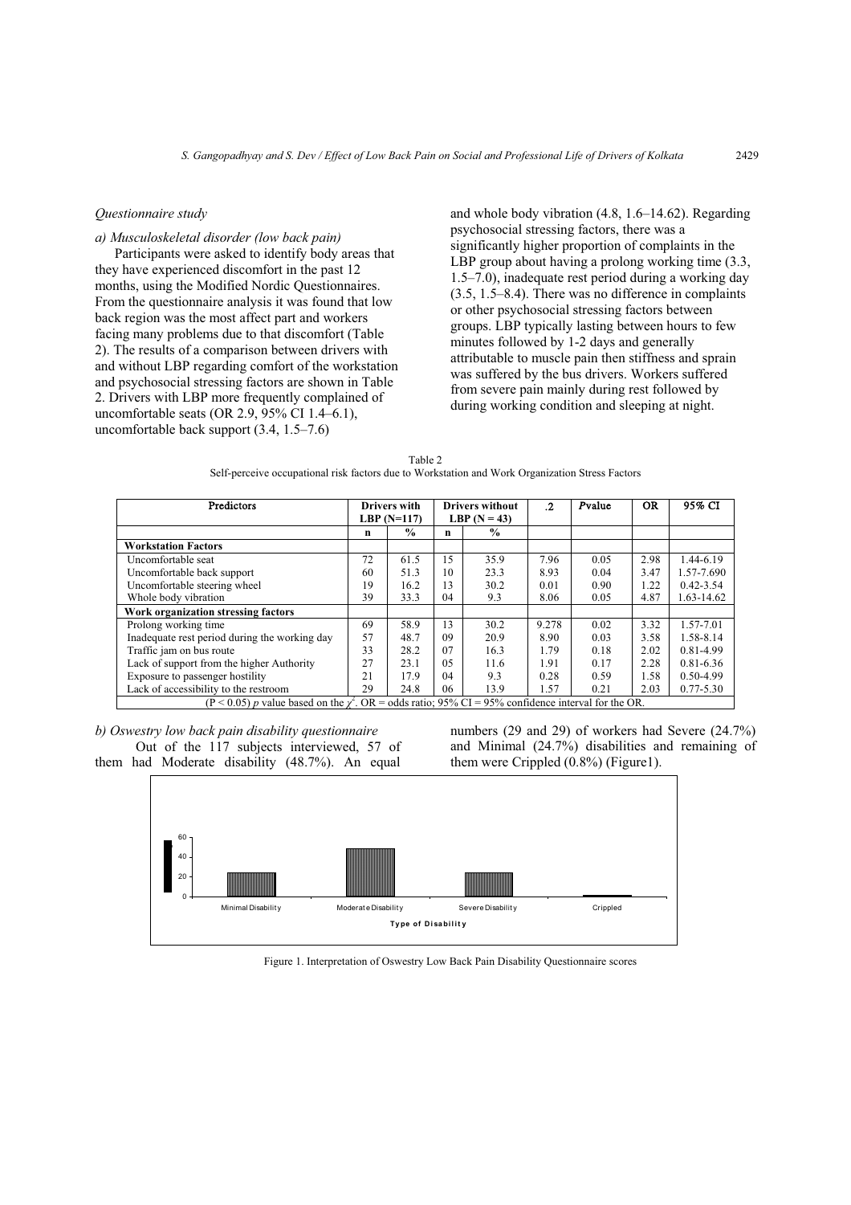*Questionnaire study*

*a) Musculoskeletal disorder (low back pain)*

Participants were asked to identify body areas that they have experienced discomfort in the past 12 months, using the Modified Nordic Questionnaires. From the questionnaire analysis it was found that low back region was the most affect part and workers facing many problems due to that discomfort (Table 2). The results of a comparison between drivers with and without LBP regarding comfort of the workstation and psychosocial stressing factors are shown in Table 2. Drivers with LBP more frequently complained of uncomfortable seats (OR 2.9, 95% CI 1.4–6.1), uncomfortable back support (3.4, 1.5–7.6) and whole body vibration (4.8, 1.6–14.62). Regarding psychosocial stressing factors, there was a significantly higher proportion of complaints in the LBP group about having a prolong working time (3.3, 1.5–7.0), inadequate rest period during a working day (3.5, 1.5–8.4). There was no difference in complaints or other psychosocial stressing factors between groups. LBP typically lasting between hours to few minutes followed by 1-2 days and generally attributable to muscle pain then stiffness and sprain was suffered by the bus drivers. Workers suffered from severe pain mainly during rest followed by during working condition and sleeping at night.

Table 2
Self-perceive occupational risk factors due to Workstation and Work Organization Stress Factors

| Predictors | Drivers with LBP (N=117) | | Drivers without LBP (N = 43) | | $\chi^2$ | *P*value | OR | 95% CI |
|---|---|---|---|---|---|---|---|---|
| | n | % | n | % | | | | |
| **Workstation Factors** | | | | | | | | |
| Uncomfortable seat | 72 | 61.5 | 15 | 35.9 | 7.96 | 0.05 | 2.98 | 1.44-6.19 |
| Uncomfortable back support | 60 | 51.3 | 10 | 23.3 | 8.93 | 0.04 | 3.47 | 1.57-7.690 |
| Uncomfortable steering wheel | 19 | 16.2 | 13 | 30.2 | 0.01 | 0.90 | 1.22 | 0.42-3.54 |
| Whole body vibration | 39 | 33.3 | 04 | 9.3 | 8.06 | 0.05 | 4.87 | 1.63-14.62 |
| **Work organization stressing factors** | | | | | | | | |
| Prolong working time | 69 | 58.9 | 13 | 30.2 | 9.278 | 0.02 | 3.32 | 1.57-7.01 |
| Inadequate rest period during the working day | 57 | 48.7 | 09 | 20.9 | 8.90 | 0.03 | 3.58 | 1.58-8.14 |
| Traffic jam on bus route | 33 | 28.2 | 07 | 16.3 | 1.79 | 0.18 | 2.02 | 0.81-4.99 |
| Lack of support from the higher Authority | 27 | 23.1 | 05 | 11.6 | 1.91 | 0.17 | 2.28 | 0.81-6.36 |
| Exposure to passenger hostility | 21 | 17.9 | 04 | 9.3 | 0.28 | 0.59 | 1.58 | 0.50-4.99 |
| Lack of accessibility to the restroom | 29 | 24.8 | 06 | 13.9 | 1.57 | 0.21 | 2.03 | 0.77-5.30 |

($P < 0.05$) *p* value based on the $\chi^2$. OR = odds ratio; 95% CI = 95% confidence interval for the OR.

*b) Oswestry low back pain disability questionnaire*

Out of the 117 subjects interviewed, 57 of them had Moderate disability (48.7%). An equal numbers (29 and 29) of workers had Severe (24.7%) and Minimal (24.7%) disabilities and remaining of them were Crippled (0.8%) (Figure1).

Figure 1. Interpretation of Oswestry Low Back Pain Disability Questionnaire scores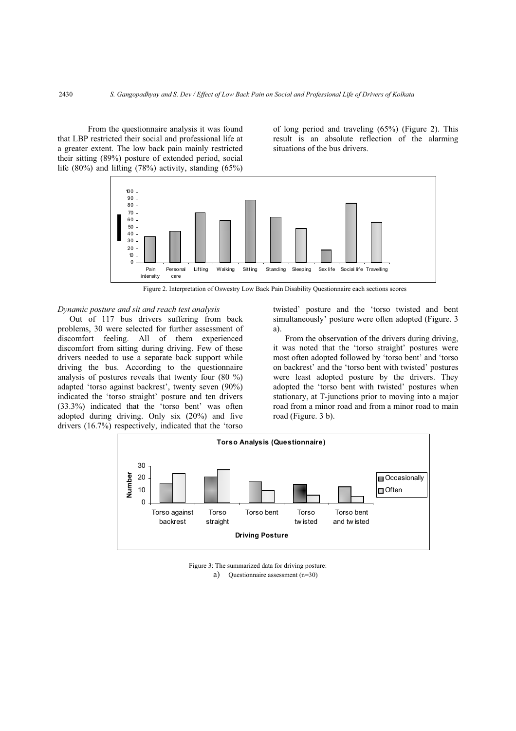From the questionnaire analysis it was found that LBP restricted their social and professional life at a greater extent. The low back pain mainly restricted their sitting (89%) posture of extended period, social life (80%) and lifting (78%) activity, standing (65%) of long period and traveling (65%) (Figure 2). This result is an absolute reflection of the alarming situations of the bus drivers.

Figure 2. Interpretation of Oswestry Low Back Pain Disability Questionnaire each sections scores

*Dynamic posture and sit and reach test analysis*

Out of 117 bus drivers suffering from back problems, 30 were selected for further assessment of discomfort feeling. All of them experienced discomfort from sitting during driving. Few of these drivers needed to use a separate back support while driving the bus. According to the questionnaire analysis of postures reveals that twenty four (80 %) adapted 'torso against backrest', twenty seven (90%) indicated the 'torso straight' posture and ten drivers (33.3%) indicated that the 'torso bent' was often adopted during driving. Only six (20%) and five drivers (16.7%) respectively, indicated that the 'torso twisted' posture and the 'torso twisted and bent simultaneously' posture were often adopted (Figure. 3 a).

From the observation of the drivers during driving, it was noted that the 'torso straight' postures were most often adopted followed by 'torso bent' and 'torso on backrest' and the 'torso bent with twisted' postures were least adopted posture by the drivers. They adopted the 'torso bent with twisted' postures when stationary, at T-junctions prior to moving into a major road from a minor road and from a minor road to main road (Figure. 3 b).

Figure 3: The summarized data for driving posture:

a) Questionnaire assessment (n=30)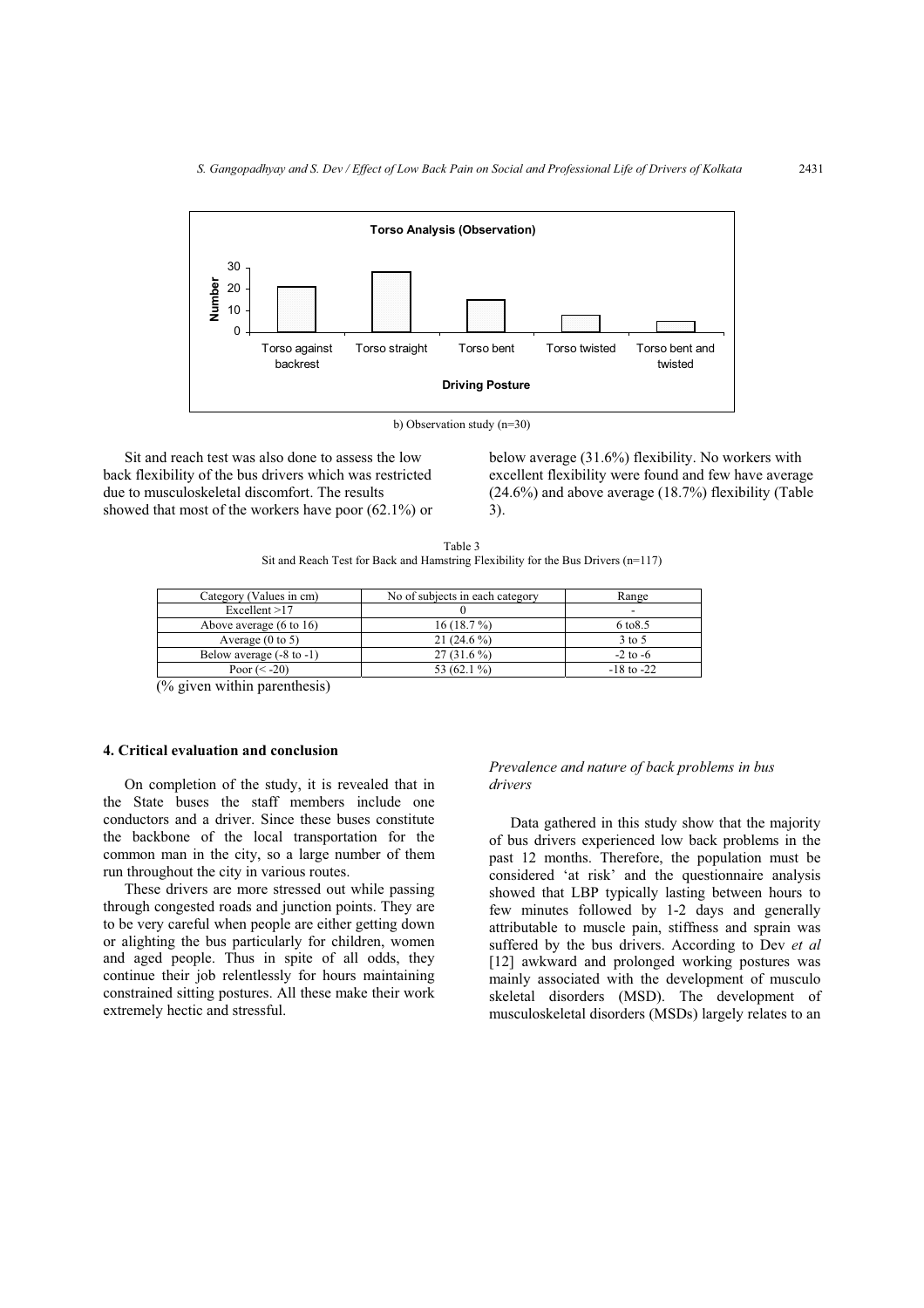**Torso Analysis (Observation)**

b) Observation study (n=30)

Sit and reach test was also done to assess the low back flexibility of the bus drivers which was restricted due to musculoskeletal discomfort. The results showed that most of the workers have poor (62.1%) or below average (31.6%) flexibility. No workers with excellent flexibility were found and few have average (24.6%) and above average (18.7%) flexibility (Table 3).

Table 3
Sit and Reach Test for Back and Hamstring Flexibility for the Bus Drivers (n=117)

| Category (Values in cm) | No of subjects in each category | Range |
| --- | --- | --- |
| Excellent >17 | 0 | - |
| Above average (6 to 16) | 16 (18.7 %) | 6 to8.5 |
| Average (0 to 5) | 21 (24.6 %) | 3 to 5 |
| Below average (-8 to -1) | 27 (31.6 %) | -2 to -6 |
| Poor (< -20) | 53 (62.1 %) | -18 to -22 |

(% given within parenthesis)

## 4. Critical evaluation and conclusion

On completion of the study, it is revealed that in the State buses the staff members include one conductors and a driver. Since these buses constitute the backbone of the local transportation for the common man in the city, so a large number of them run throughout the city in various routes.

These drivers are more stressed out while passing through congested roads and junction points. They are to be very careful when people are either getting down or alighting the bus particularly for children, women and aged people. Thus in spite of all odds, they continue their job relentlessly for hours maintaining constrained sitting postures. All these make their work extremely hectic and stressful.

*Prevalence and nature of back problems in bus drivers*

Data gathered in this study show that the majority of bus drivers experienced low back problems in the past 12 months. Therefore, the population must be considered 'at risk' and the questionnaire analysis showed that LBP typically lasting between hours to few minutes followed by 1-2 days and generally attributable to muscle pain, stiffness and sprain was suffered by the bus drivers. According to Dev *et al* [12] awkward and prolonged working postures was mainly associated with the development of musculo skeletal disorders (MSD). The development of musculoskeletal disorders (MSDs) largely relates to an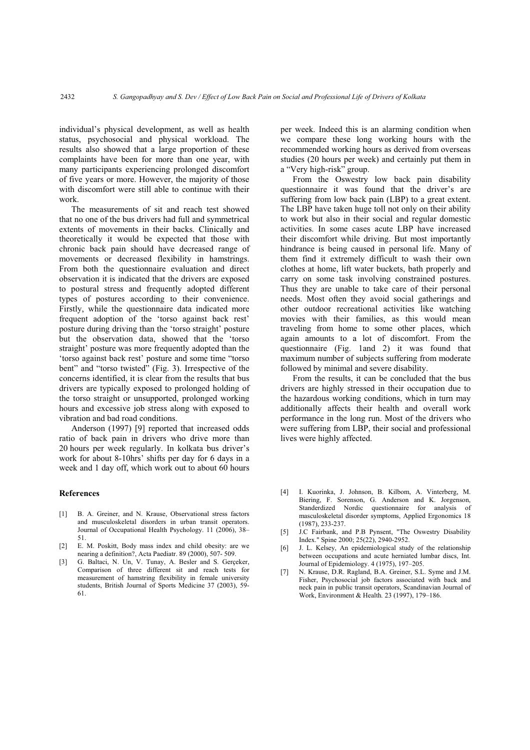individual's physical development, as well as health status, psychosocial and physical workload. The results also showed that a large proportion of these complaints have been for more than one year, with many participants experiencing prolonged discomfort of five years or more. However, the majority of those with discomfort were still able to continue with their work.

The measurements of sit and reach test showed that no one of the bus drivers had full and symmetrical extents of movements in their backs. Clinically and theoretically it would be expected that those with chronic back pain should have decreased range of movements or decreased flexibility in hamstrings. From both the questionnaire evaluation and direct observation it is indicated that the drivers are exposed to postural stress and frequently adopted different types of postures according to their convenience. Firstly, while the questionnaire data indicated more frequent adoption of the 'torso against back rest' posture during driving than the 'torso straight' posture but the observation data, showed that the 'torso straight' posture was more frequently adopted than the 'torso against back rest' posture and some time "torso bent" and "torso twisted" (Fig. 3). Irrespective of the concerns identified, it is clear from the results that bus drivers are typically exposed to prolonged holding of the torso straight or unsupported, prolonged working hours and excessive job stress along with exposed to vibration and bad road conditions.

Anderson (1997) [9] reported that increased odds ratio of back pain in drivers who drive more than 20 hours per week regularly. In kolkata bus driver's work for about 8-10hrs' shifts per day for 6 days in a week and 1 day off, which work out to about 60 hours per week. Indeed this is an alarming condition when we compare these long working hours with the recommended working hours as derived from overseas studies (20 hours per week) and certainly put them in a "Very high-risk" group.

From the Oswestry low back pain disability questionnaire it was found that the driver's are suffering from low back pain (LBP) to a great extent. The LBP have taken huge toll not only on their ability to work but also in their social and regular domestic activities. In some cases acute LBP have increased their discomfort while driving. But most importantly hindrance is being caused in personal life. Many of them find it extremely difficult to wash their own clothes at home, lift water buckets, bath properly and carry on some task involving constrained postures. Thus they are unable to take care of their personal needs. Most often they avoid social gatherings and other outdoor recreational activities like watching movies with their families, as this would mean traveling from home to some other places, which again amounts to a lot of discomfort. From the questionnaire (Fig. 1and 2) it was found that maximum number of subjects suffering from moderate followed by minimal and severe disability.

From the results, it can be concluded that the bus drivers are highly stressed in their occupation due to the hazardous working conditions, which in turn may additionally affects their health and overall work performance in the long run. Most of the drivers who were suffering from LBP, their social and professional lives were highly affected.

## References

[1] B. A. Greiner, and N. Krause, Observational stress factors and musculoskeletal disorders in urban transit operators. Journal of Occupational Health Psychology. 11 (2006), 38–51.

[2] E. M. Poskitt, Body mass index and child obesity: are we nearing a definition?, Acta Paediatr. 89 (2000), 507- 509.

[3] G. Baltaci, N. Un, V. Tunay, A. Besler and S. Gerçeker, Comparison of three different sit and reach tests for measurement of hamstring flexibility in female university students, British Journal of Sports Medicine 37 (2003), 59-61.

[4] I. Kuorinka, J. Johnson, B. Kilbom, A. Vinterberg, M. Biering, F. Sorenson, G. Anderson and K. Jorgenson, Standerdized Nordic questionnaire for analysis of masculoskeletal disorder symptoms, Applied Ergonomics 18 (1987), 233-237.

[5] J.C Fairbank, and P.B Pynsent, "The Oswestry Disability Index." Spine 2000; 25(22), 2940-2952.

[6] J. L. Kelsey, An epidemiological study of the relationship between occupations and acute herniated lumbar discs, Int. Journal of Epidemiology. 4 (1975), 197–205.

[7] N. Krause, D.R. Ragland, B.A. Greiner, S.L. Syme and J.M. Fisher, Psychosocial job factors associated with back and neck pain in public transit operators, Scandinavian Journal of Work, Environment & Health. 23 (1997), 179–186.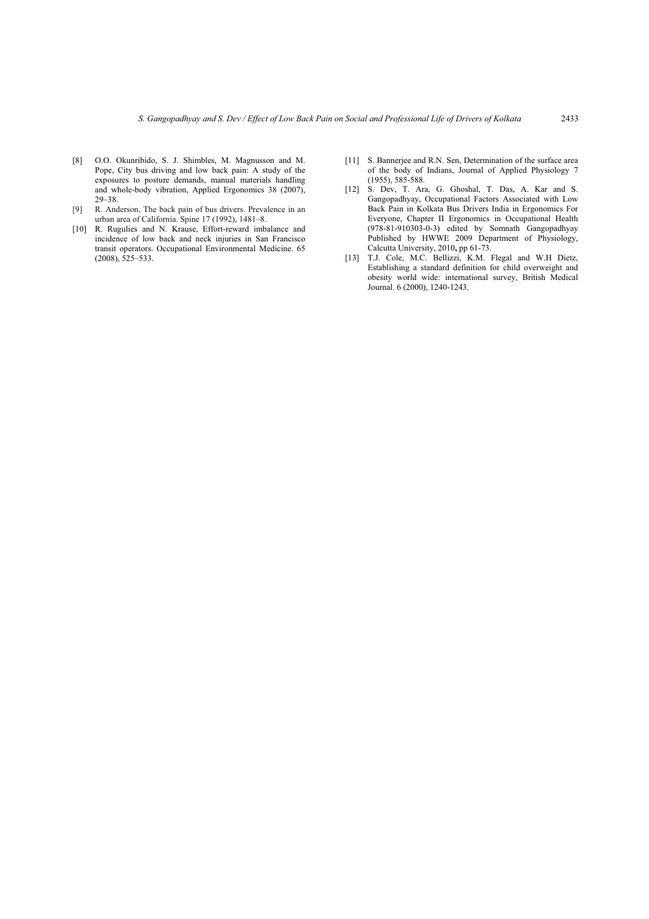[8] O.O. Okunribido, S. J. Shimbles, M. Magnusson and M. Pope, City bus driving and low back pain: A study of the exposures to posture demands, manual materials handling and whole-body vibration, Applied Ergonomics 38 (2007), 29–38.

[9] R. Anderson, The back pain of bus drivers. Prevalence in an urban area of California. Spine 17 (1992), 1481–8.

[10] R. Rugulies and N. Krause, Effort-reward imbalance and incidence of low back and neck injuries in San Francisco transit operators. Occupational Environmental Medicine. 65 (2008), 525–533.

[11] S. Bannerjee and R.N. Sen, Determination of the surface area of the body of Indians, Journal of Applied Physiology 7 (1955), 585-588.

[12] S. Dev, T. Ara, G. Ghoshal, T. Das, A. Kar and S. Gangopadhyay, Occupational Factors Associated with Low Back Pain in Kolkata Bus Drivers India in Ergonomics For Everyone, Chapter II Ergonomics in Occupational Health (978-81-910303-0-3) edited by Somnath Gangopadhyay Published by HWWE 2009 Department of Physiology, Calcutta University, 2010**,** pp 61-73.

[13] T.J. Cole, M.C. Bellizzi, K.M. Flegal and W.H Dietz, Establishing a standard definition for child overweight and obesity world wide: international survey, British Medical Journal. 6 (2000), 1240-1243.